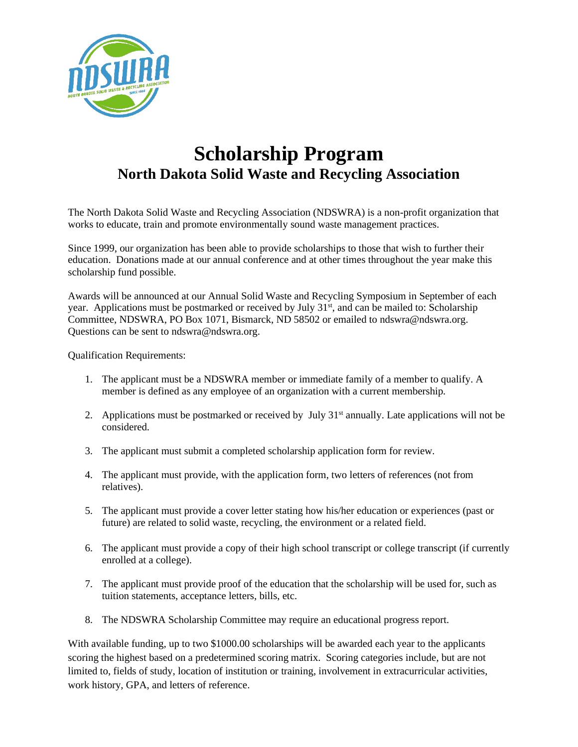# Scholarship Program

## North Dakota Solid Waste and Recycling Association

The North Dakota Solid Waste and Recycling Association (NDSWRA) is a non-profit organization that works to educate, train and promote environmentally sound waste management practices.

Since 1999, our organization has been able to provide scholarships to those that wish to further their education. Donations made at our annual conference and at other times throughout the year make this scholarship fund possible.

Awards will be announced at our Annual Solid Waste and Recycling Symposium in September of each year. Applications must be postmarked or received by July 31st, and can be mailed to: Scholarship Committee, NDSWRA, PO Box 1071, Bismarck, ND 58502 or emailed to ndswra@ndswra.org. Questions can be sent to ndswra@ndswra.org.

Qualification Requirements:

1. The applicant must be a NDSWRA member or immediate family of a member to qualify. A member is defined as any employee of an organization with a current membership.
2. Applications must be postmarked or received by July 31st annually. Late applications will not be considered.
3. The applicant must submit a completed scholarship application form for review.
4. The applicant must provide, with the application form, two letters of references (not from relatives).
5. The applicant must provide a cover letter stating how his/her education or experiences (past or future) are related to solid waste, recycling, the environment or a related field.
6. The applicant must provide a copy of their high school transcript or college transcript (if currently enrolled at a college).
7. The applicant must provide proof of the education that the scholarship will be used for, such as tuition statements, acceptance letters, bills, etc.
8. The NDSWRA Scholarship Committee may require an educational progress report.

With available funding, up to two $1000.00 scholarships will be awarded each year to the applicants scoring the highest based on a predetermined scoring matrix. Scoring categories include, but are not limited to, fields of study, location of institution or training, involvement in extracurricular activities, work history, GPA, and letters of reference.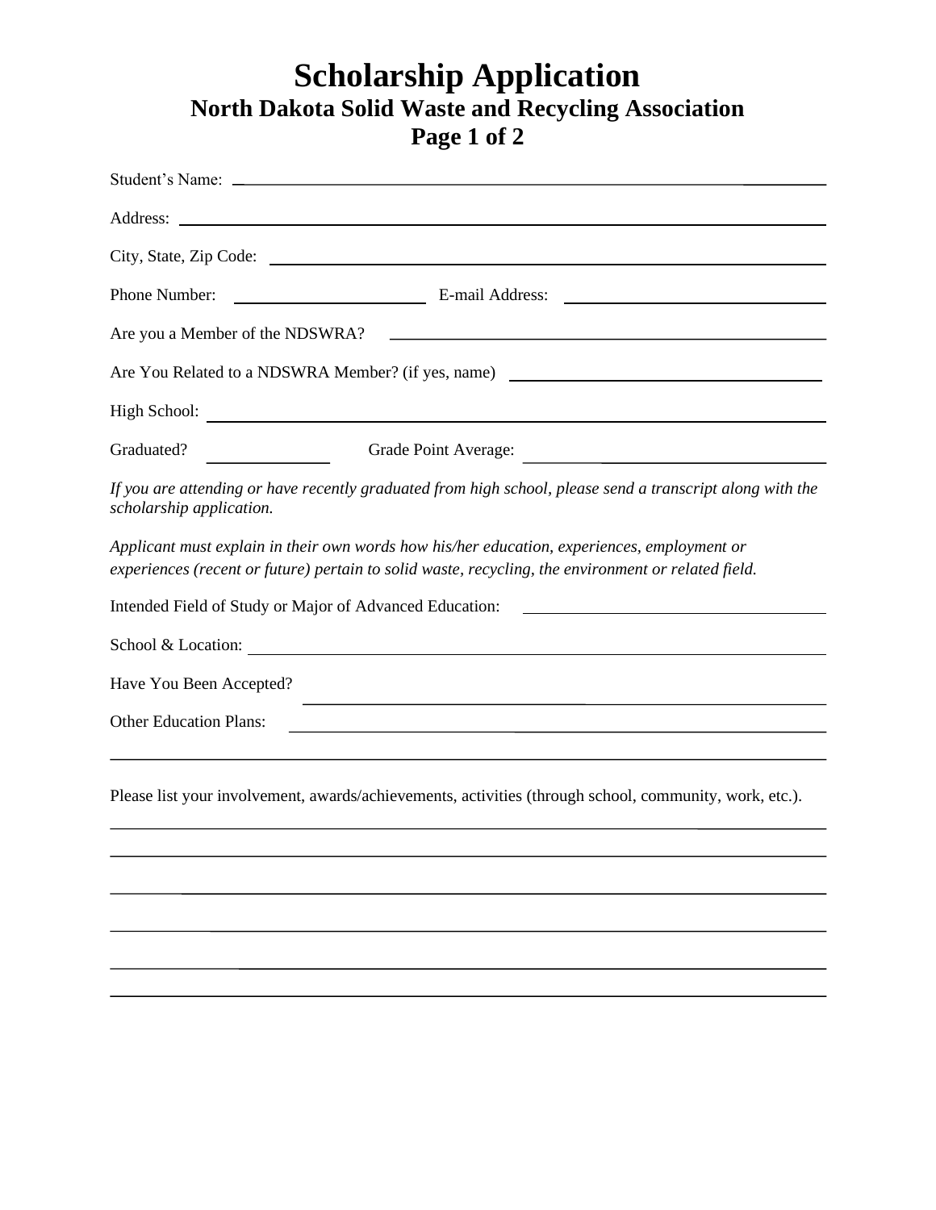# Scholarship Application

## North Dakota Solid Waste and Recycling Association

Student's Name: ______________________________

Address: ______________________________

City, State, Zip Code: ______________________________

Phone Number: ______________ E-mail Address: ______________

Are you a Member of the NDSWRA? ______________________________

Are You Related to a NDSWRA Member? (if yes, name) ______________________________

High School: ______________________________

Graduated? __________ Grade Point Average: ______________

*If you are attending or have recently graduated from high school, please send a transcript along with the scholarship application.*

*Applicant must explain in their own words how his/her education, experiences, employment or experiences (recent or future) pertain to solid waste, recycling, the environment or related field.*

Intended Field of Study or Major of Advanced Education: ______________________________

School & Location: ______________________________

Have You Been Accepted? ______________________________

Other Education Plans: ______________________________

______________________________________________________________

Please list your involvement, awards/achievements, activities (through school, community, work, etc.).

______________________________________________________________

______________________________________________________________

______________________________________________________________

______________________________________________________________

______________________________________________________________

______________________________________________________________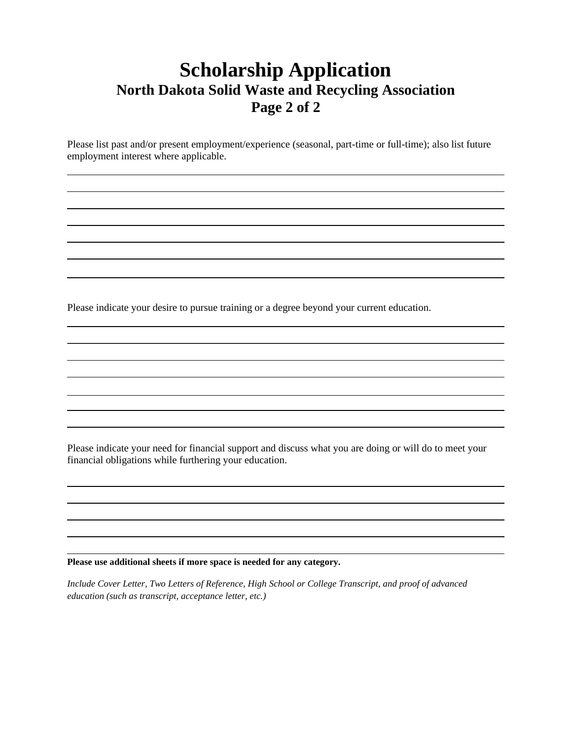# Scholarship Application

## North Dakota Solid Waste and Recycling Association

Please list past and/or present employment/experience (seasonal, part-time or full-time); also list future employment interest where applicable.

Please indicate your desire to pursue training or a degree beyond your current education.

Please indicate your need for financial support and discuss what you are doing or will do to meet your financial obligations while furthering your education.

**Please use additional sheets if more space is needed for any category.**

*Include Cover Letter, Two Letters of Reference, High School or College Transcript, and proof of advanced education (such as transcript, acceptance letter, etc.)*